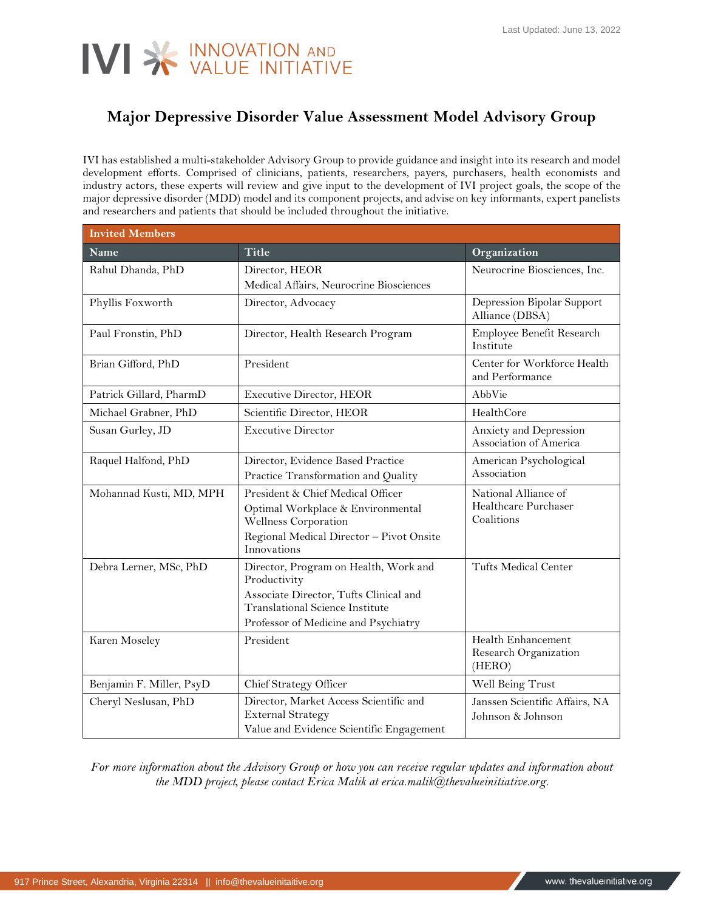Last Updated: June 13, 2022

IVI INNOVATION AND VALUE INITIATIVE

# Major Depressive Disorder Value Assessment Model Advisory Group

IVI has established a multi-stakeholder Advisory Group to provide guidance and insight into its research and model development efforts. Comprised of clinicians, patients, researchers, payers, purchasers, health economists and industry actors, these experts will review and give input to the development of IVI project goals, the scope of the major depressive disorder (MDD) model and its component projects, and advise on key informants, expert panelists and researchers and patients that should be included throughout the initiative.

| **Invited Members** | | |
|---|---|---|
| **Name** | **Title** | **Organization** |
| Rahul Dhanda, PhD | Director, HEOR<br>Medical Affairs, Neurocrine Biosciences | Neurocrine Biosciences, Inc. |
| Phyllis Foxworth | Director, Advocacy | Depression Bipolar Support Alliance (DBSA) |
| Paul Fronstin, PhD | Director, Health Research Program | Employee Benefit Research Institute |
| Brian Gifford, PhD | President | Center for Workforce Health and Performance |
| Patrick Gillard, PharmD | Executive Director, HEOR | AbbVie |
| Michael Grabner, PhD | Scientific Director, HEOR | HealthCore |
| Susan Gurley, JD | Executive Director | Anxiety and Depression Association of America |
| Raquel Halfond, PhD | Director, Evidence Based Practice<br>Practice Transformation and Quality | American Psychological Association |
| Mohannad Kusti, MD, MPH | President & Chief Medical Officer<br>Optimal Workplace & Environmental Wellness Corporation<br>Regional Medical Director – Pivot Onsite Innovations | National Alliance of Healthcare Purchaser Coalitions |
| Debra Lerner, MSc, PhD | Director, Program on Health, Work and Productivity<br>Associate Director, Tufts Clinical and Translational Science Institute<br>Professor of Medicine and Psychiatry | Tufts Medical Center |
| Karen Moseley | President | Health Enhancement Research Organization (HERO) |
| Benjamin F. Miller, PsyD | Chief Strategy Officer | Well Being Trust |
| Cheryl Neslusan, PhD | Director, Market Access Scientific and External Strategy<br>Value and Evidence Scientific Engagement | Janssen Scientific Affairs, NA<br>Johnson & Johnson |

*For more information about the Advisory Group or how you can receive regular updates and information about the MDD project, please contact Erica Malik at erica.malik@thevalueinitiative.org.*

917 Prince Street, Alexandria, Virginia 22314 || info@thevalueinitaitive.org

www. thevalueinitiative.org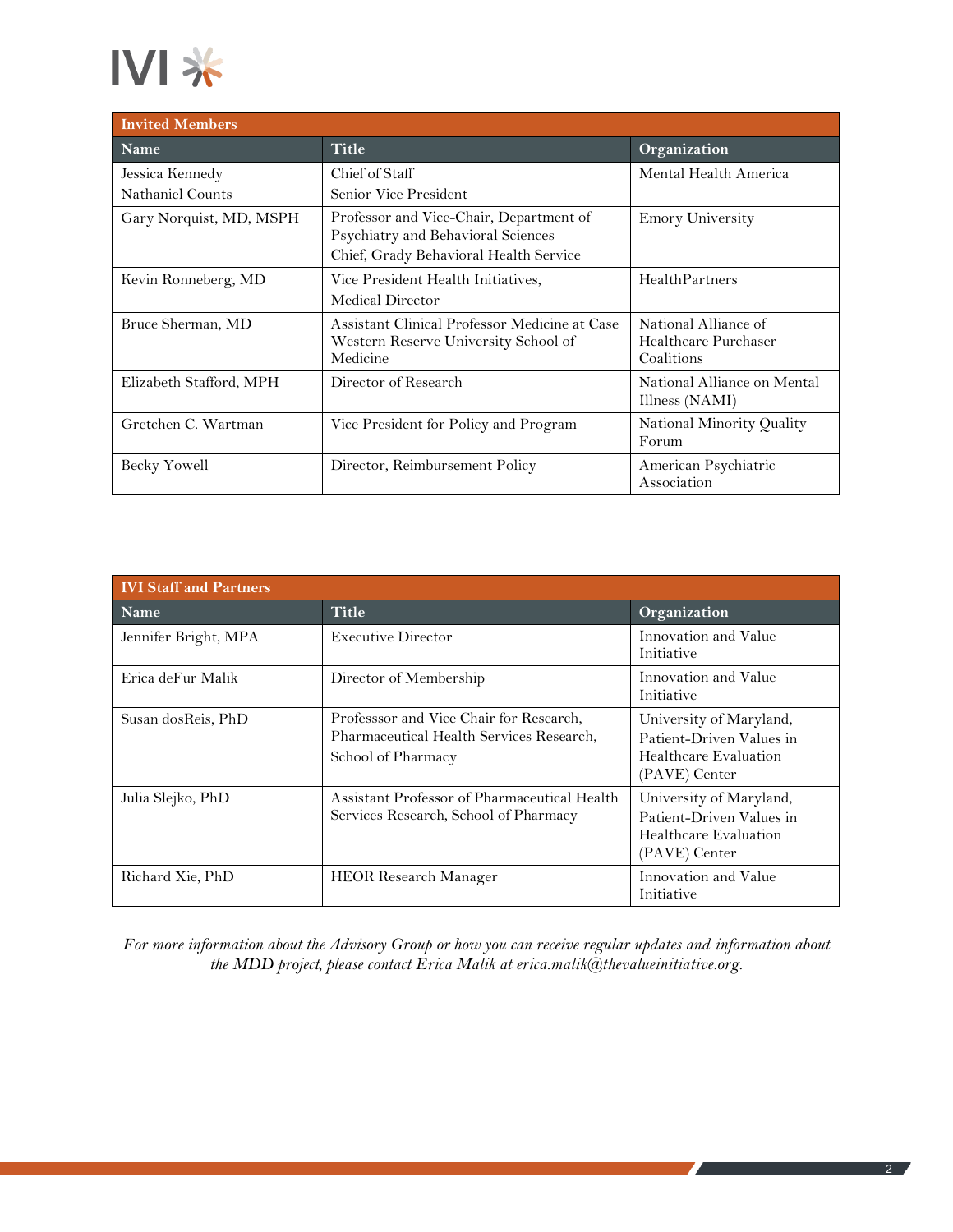| Invited Members | | |
|---|---|---|
| **Name** | **Title** | **Organization** |
| Jessica Kennedy<br>Nathaniel Counts | Chief of Staff<br>Senior Vice President | Mental Health America |
| Gary Norquist, MD, MSPH | Professor and Vice-Chair, Department of Psychiatry and Behavioral Sciences<br>Chief, Grady Behavioral Health Service | Emory University |
| Kevin Ronneberg, MD | Vice President Health Initiatives, Medical Director | HealthPartners |
| Bruce Sherman, MD | Assistant Clinical Professor Medicine at Case Western Reserve University School of Medicine | National Alliance of Healthcare Purchaser Coalitions |
| Elizabeth Stafford, MPH | Director of Research | National Alliance on Mental Illness (NAMI) |
| Gretchen C. Wartman | Vice President for Policy and Program | National Minority Quality Forum |
| Becky Yowell | Director, Reimbursement Policy | American Psychiatric Association |

| IVI Staff and Partners | | |
|---|---|---|
| **Name** | **Title** | **Organization** |
| Jennifer Bright, MPA | Executive Director | Innovation and Value Initiative |
| Erica deFur Malik | Director of Membership | Innovation and Value Initiative |
| Susan dosReis, PhD | Professsor and Vice Chair for Research, Pharmaceutical Health Services Research, School of Pharmacy | University of Maryland, Patient-Driven Values in Healthcare Evaluation (PAVE) Center |
| Julia Slejko, PhD | Assistant Professor of Pharmaceutical Health Services Research, School of Pharmacy | University of Maryland, Patient-Driven Values in Healthcare Evaluation (PAVE) Center |
| Richard Xie, PhD | HEOR Research Manager | Innovation and Value Initiative |

*For more information about the Advisory Group or how you can receive regular updates and information about the MDD project, please contact Erica Malik at erica.malik@thevalueinitiative.org.*